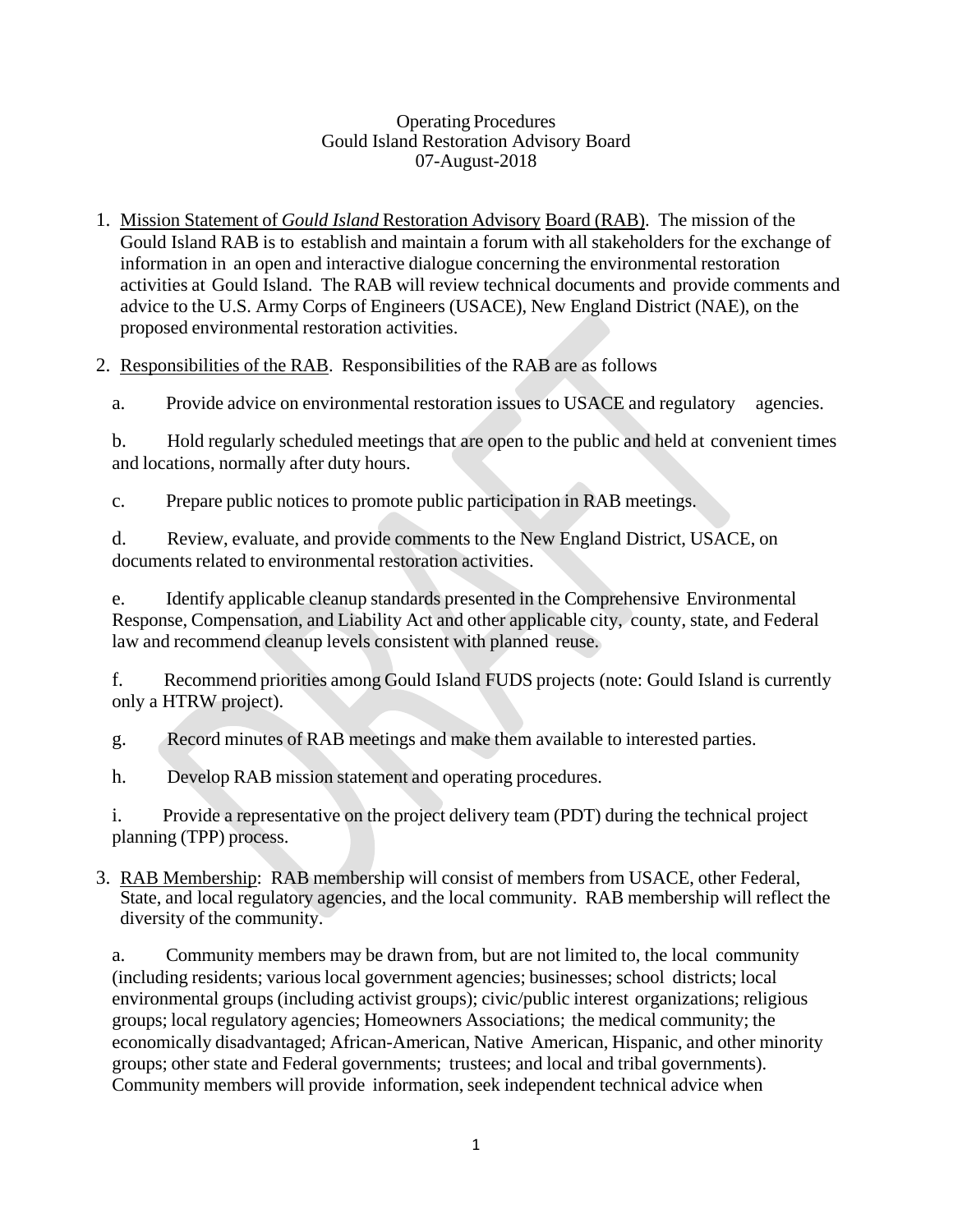Operating Procedures
Gould Island Restoration Advisory Board
07-August-2018

1. <u>Mission Statement of *Gould Island* Restoration Advisory Board (RAB)</u>. The mission of the Gould Island RAB is to establish and maintain a forum with all stakeholders for the exchange of information in an open and interactive dialogue concerning the environmental restoration activities at Gould Island. The RAB will review technical documents and provide comments and advice to the U.S. Army Corps of Engineers (USACE), New England District (NAE), on the proposed environmental restoration activities.

2. <u>Responsibilities of the RAB</u>. Responsibilities of the RAB are as follows

   a. Provide advice on environmental restoration issues to USACE and regulatory agencies.

   b. Hold regularly scheduled meetings that are open to the public and held at convenient times and locations, normally after duty hours.

   c. Prepare public notices to promote public participation in RAB meetings.

   d. Review, evaluate, and provide comments to the New England District, USACE, on documents related to environmental restoration activities.

   e. Identify applicable cleanup standards presented in the Comprehensive Environmental Response, Compensation, and Liability Act and other applicable city, county, state, and Federal law and recommend cleanup levels consistent with planned reuse.

   f. Recommend priorities among Gould Island FUDS projects (note: Gould Island is currently only a HTRW project).

   g. Record minutes of RAB meetings and make them available to interested parties.

   h. Develop RAB mission statement and operating procedures.

   i. Provide a representative on the project delivery team (PDT) during the technical project planning (TPP) process.

3. <u>RAB Membership</u>: RAB membership will consist of members from USACE, other Federal, State, and local regulatory agencies, and the local community. RAB membership will reflect the diversity of the community.

   a. Community members may be drawn from, but are not limited to, the local community (including residents; various local government agencies; businesses; school districts; local environmental groups (including activist groups); civic/public interest organizations; religious groups; local regulatory agencies; Homeowners Associations; the medical community; the economically disadvantaged; African-American, Native American, Hispanic, and other minority groups; other state and Federal governments; trustees; and local and tribal governments). Community members will provide information, seek independent technical advice when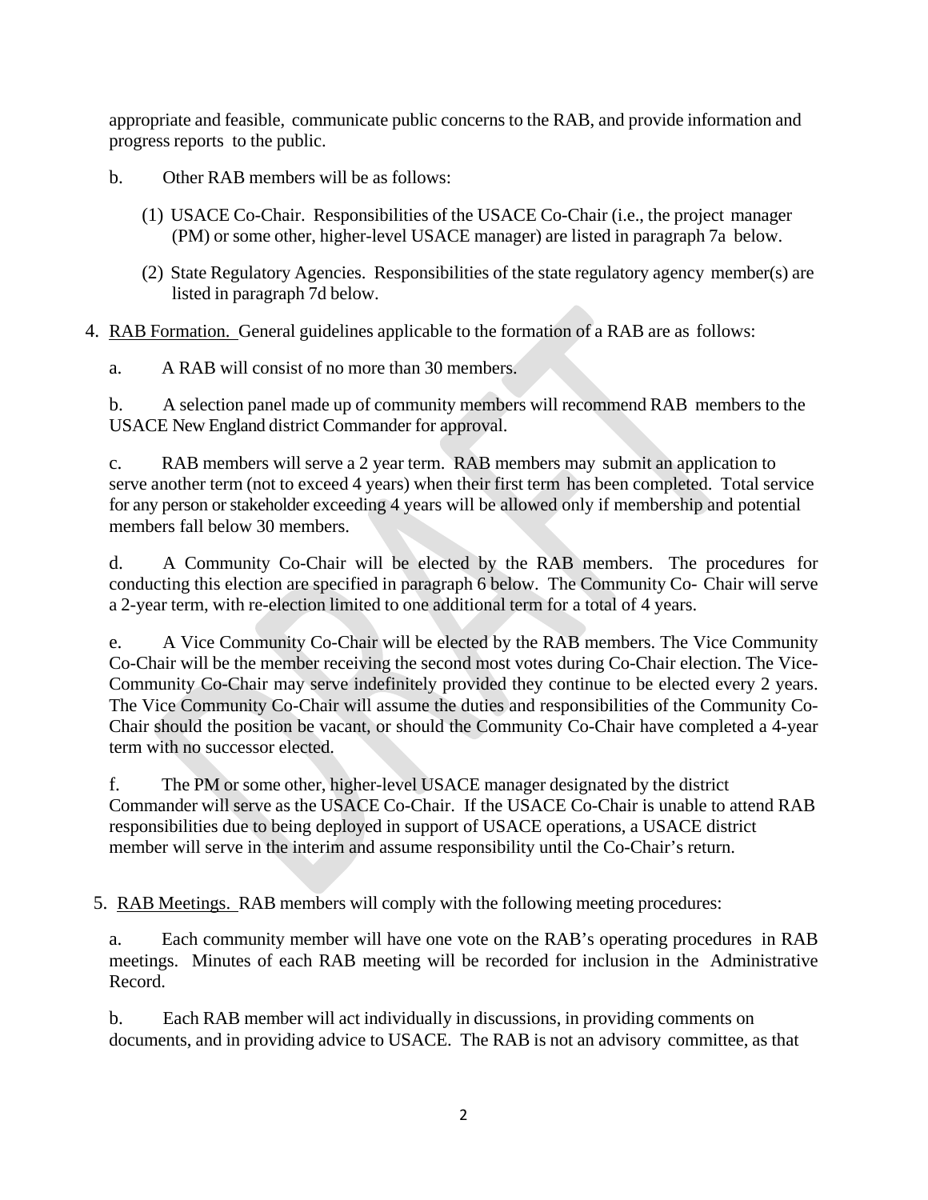appropriate and feasible, communicate public concerns to the RAB, and provide information and progress reports to the public.

b. Other RAB members will be as follows:

(1) USACE Co-Chair. Responsibilities of the USACE Co-Chair (i.e., the project manager (PM) or some other, higher-level USACE manager) are listed in paragraph 7a below.

(2) State Regulatory Agencies. Responsibilities of the state regulatory agency member(s) are listed in paragraph 7d below.

4. RAB Formation. General guidelines applicable to the formation of a RAB are as follows:

a. A RAB will consist of no more than 30 members.

b. A selection panel made up of community members will recommend RAB members to the USACE New England district Commander for approval.

c. RAB members will serve a 2 year term. RAB members may submit an application to serve another term (not to exceed 4 years) when their first term has been completed. Total service for any person or stakeholder exceeding 4 years will be allowed only if membership and potential members fall below 30 members.

d. A Community Co-Chair will be elected by the RAB members. The procedures for conducting this election are specified in paragraph 6 below. The Community Co- Chair will serve a 2-year term, with re-election limited to one additional term for a total of 4 years.

e. A Vice Community Co-Chair will be elected by the RAB members. The Vice Community Co-Chair will be the member receiving the second most votes during Co-Chair election. The Vice-Community Co-Chair may serve indefinitely provided they continue to be elected every 2 years. The Vice Community Co-Chair will assume the duties and responsibilities of the Community Co-Chair should the position be vacant, or should the Community Co-Chair have completed a 4-year term with no successor elected.

f. The PM or some other, higher-level USACE manager designated by the district Commander will serve as the USACE Co-Chair. If the USACE Co-Chair is unable to attend RAB responsibilities due to being deployed in support of USACE operations, a USACE district member will serve in the interim and assume responsibility until the Co-Chair's return.

5. RAB Meetings. RAB members will comply with the following meeting procedures:

a. Each community member will have one vote on the RAB's operating procedures in RAB meetings. Minutes of each RAB meeting will be recorded for inclusion in the Administrative Record.

b. Each RAB member will act individually in discussions, in providing comments on documents, and in providing advice to USACE. The RAB is not an advisory committee, as that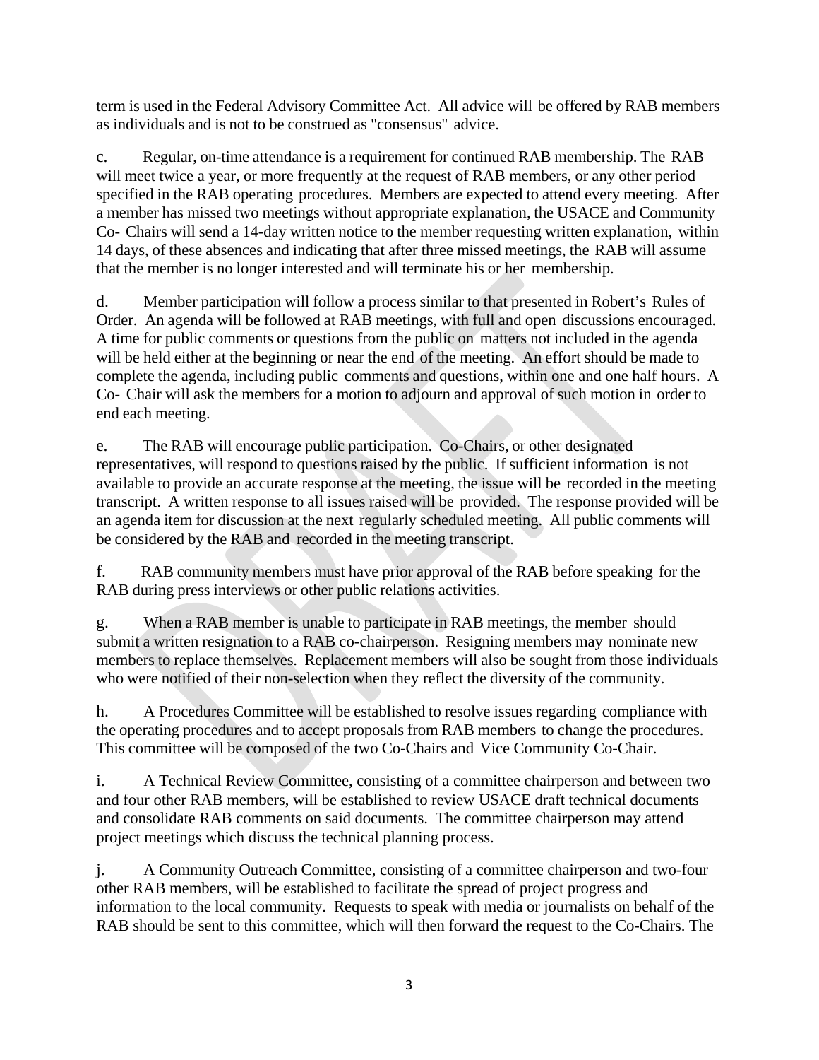term is used in the Federal Advisory Committee Act. All advice will be offered by RAB members as individuals and is not to be construed as "consensus" advice.

c. Regular, on-time attendance is a requirement for continued RAB membership. The RAB will meet twice a year, or more frequently at the request of RAB members, or any other period specified in the RAB operating procedures. Members are expected to attend every meeting. After a member has missed two meetings without appropriate explanation, the USACE and Community Co- Chairs will send a 14-day written notice to the member requesting written explanation, within 14 days, of these absences and indicating that after three missed meetings, the RAB will assume that the member is no longer interested and will terminate his or her membership.

d. Member participation will follow a process similar to that presented in Robert's Rules of Order. An agenda will be followed at RAB meetings, with full and open discussions encouraged. A time for public comments or questions from the public on matters not included in the agenda will be held either at the beginning or near the end of the meeting. An effort should be made to complete the agenda, including public comments and questions, within one and one half hours. A Co- Chair will ask the members for a motion to adjourn and approval of such motion in order to end each meeting.

e. The RAB will encourage public participation. Co-Chairs, or other designated representatives, will respond to questions raised by the public. If sufficient information is not available to provide an accurate response at the meeting, the issue will be recorded in the meeting transcript. A written response to all issues raised will be provided. The response provided will be an agenda item for discussion at the next regularly scheduled meeting. All public comments will be considered by the RAB and recorded in the meeting transcript.

f. RAB community members must have prior approval of the RAB before speaking for the RAB during press interviews or other public relations activities.

g. When a RAB member is unable to participate in RAB meetings, the member should submit a written resignation to a RAB co-chairperson. Resigning members may nominate new members to replace themselves. Replacement members will also be sought from those individuals who were notified of their non-selection when they reflect the diversity of the community.

h. A Procedures Committee will be established to resolve issues regarding compliance with the operating procedures and to accept proposals from RAB members to change the procedures. This committee will be composed of the two Co-Chairs and Vice Community Co-Chair.

i. A Technical Review Committee, consisting of a committee chairperson and between two and four other RAB members, will be established to review USACE draft technical documents and consolidate RAB comments on said documents. The committee chairperson may attend project meetings which discuss the technical planning process.

j. A Community Outreach Committee, consisting of a committee chairperson and two-four other RAB members, will be established to facilitate the spread of project progress and information to the local community. Requests to speak with media or journalists on behalf of the RAB should be sent to this committee, which will then forward the request to the Co-Chairs. The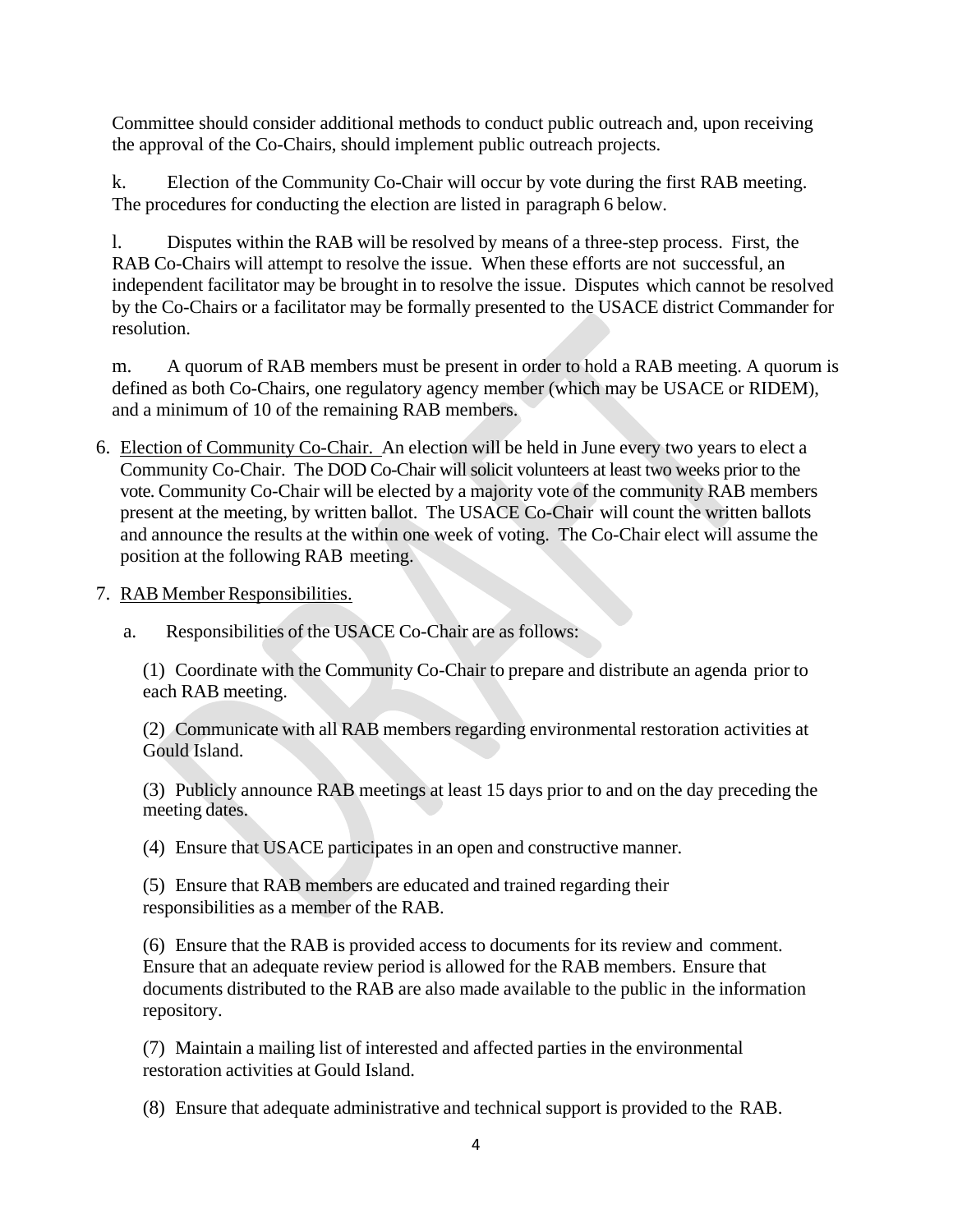Committee should consider additional methods to conduct public outreach and, upon receiving the approval of the Co-Chairs, should implement public outreach projects.

k. Election of the Community Co-Chair will occur by vote during the first RAB meeting. The procedures for conducting the election are listed in paragraph 6 below.

l. Disputes within the RAB will be resolved by means of a three-step process. First, the RAB Co-Chairs will attempt to resolve the issue. When these efforts are not successful, an independent facilitator may be brought in to resolve the issue. Disputes which cannot be resolved by the Co-Chairs or a facilitator may be formally presented to the USACE district Commander for resolution.

m. A quorum of RAB members must be present in order to hold a RAB meeting. A quorum is defined as both Co-Chairs, one regulatory agency member (which may be USACE or RIDEM), and a minimum of 10 of the remaining RAB members.

6. Election of Community Co-Chair. An election will be held in June every two years to elect a Community Co-Chair. The DOD Co-Chair will solicit volunteers at least two weeks prior to the vote. Community Co-Chair will be elected by a majority vote of the community RAB members present at the meeting, by written ballot. The USACE Co-Chair will count the written ballots and announce the results at the within one week of voting. The Co-Chair elect will assume the position at the following RAB meeting.

7. RAB Member Responsibilities.

   a. Responsibilities of the USACE Co-Chair are as follows:

      (1) Coordinate with the Community Co-Chair to prepare and distribute an agenda prior to each RAB meeting.

      (2) Communicate with all RAB members regarding environmental restoration activities at Gould Island.

      (3) Publicly announce RAB meetings at least 15 days prior to and on the day preceding the meeting dates.

      (4) Ensure that USACE participates in an open and constructive manner.

      (5) Ensure that RAB members are educated and trained regarding their responsibilities as a member of the RAB.

      (6) Ensure that the RAB is provided access to documents for its review and comment. Ensure that an adequate review period is allowed for the RAB members. Ensure that documents distributed to the RAB are also made available to the public in the information repository.

      (7) Maintain a mailing list of interested and affected parties in the environmental restoration activities at Gould Island.

      (8) Ensure that adequate administrative and technical support is provided to the RAB.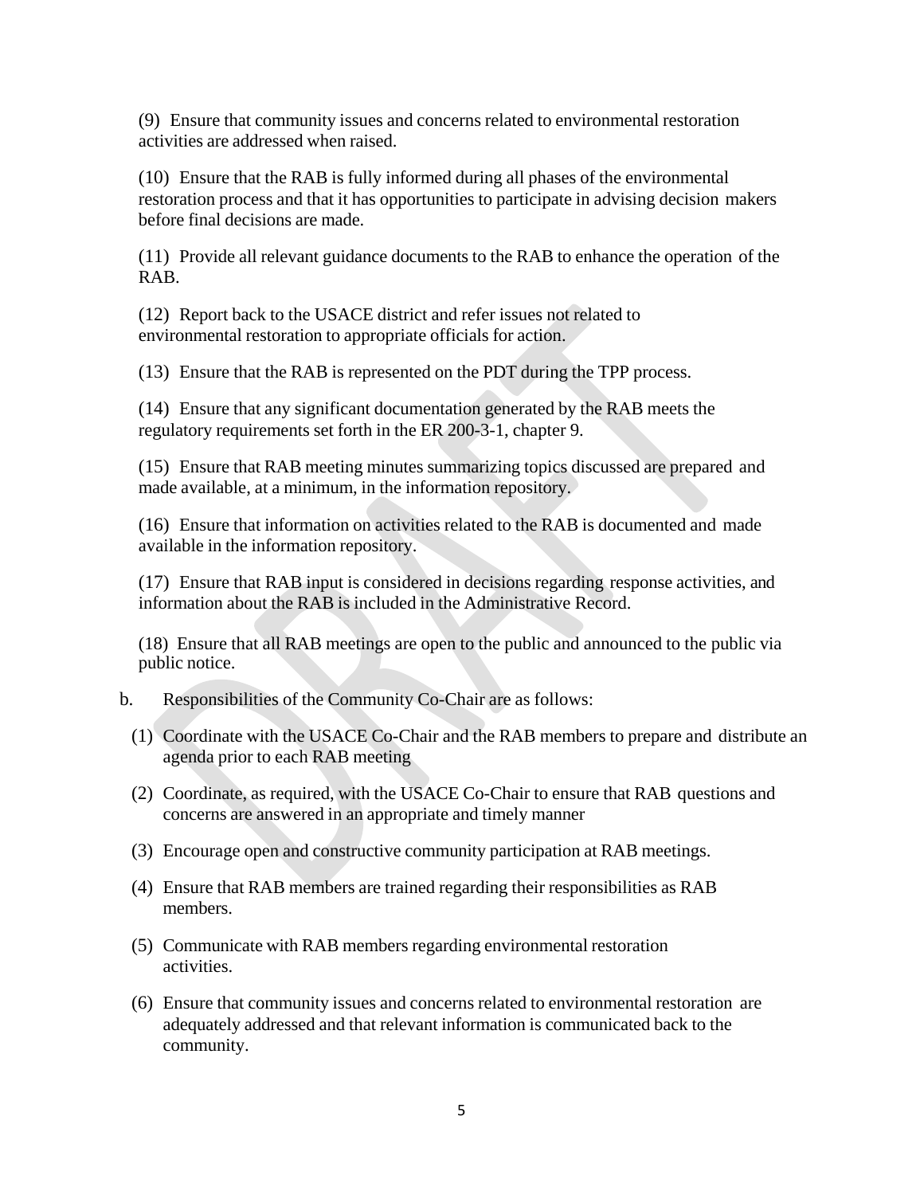(9) Ensure that community issues and concerns related to environmental restoration activities are addressed when raised.

(10) Ensure that the RAB is fully informed during all phases of the environmental restoration process and that it has opportunities to participate in advising decision makers before final decisions are made.

(11) Provide all relevant guidance documents to the RAB to enhance the operation of the RAB.

(12) Report back to the USACE district and refer issues not related to environmental restoration to appropriate officials for action.

(13) Ensure that the RAB is represented on the PDT during the TPP process.

(14) Ensure that any significant documentation generated by the RAB meets the regulatory requirements set forth in the ER 200-3-1, chapter 9.

(15) Ensure that RAB meeting minutes summarizing topics discussed are prepared and made available, at a minimum, in the information repository.

(16) Ensure that information on activities related to the RAB is documented and made available in the information repository.

(17) Ensure that RAB input is considered in decisions regarding response activities, and information about the RAB is included in the Administrative Record.

(18) Ensure that all RAB meetings are open to the public and announced to the public via public notice.

b. Responsibilities of the Community Co-Chair are as follows:

(1) Coordinate with the USACE Co-Chair and the RAB members to prepare and distribute an agenda prior to each RAB meeting

(2) Coordinate, as required, with the USACE Co-Chair to ensure that RAB questions and concerns are answered in an appropriate and timely manner

(3) Encourage open and constructive community participation at RAB meetings.

(4) Ensure that RAB members are trained regarding their responsibilities as RAB members.

(5) Communicate with RAB members regarding environmental restoration activities.

(6) Ensure that community issues and concerns related to environmental restoration are adequately addressed and that relevant information is communicated back to the community.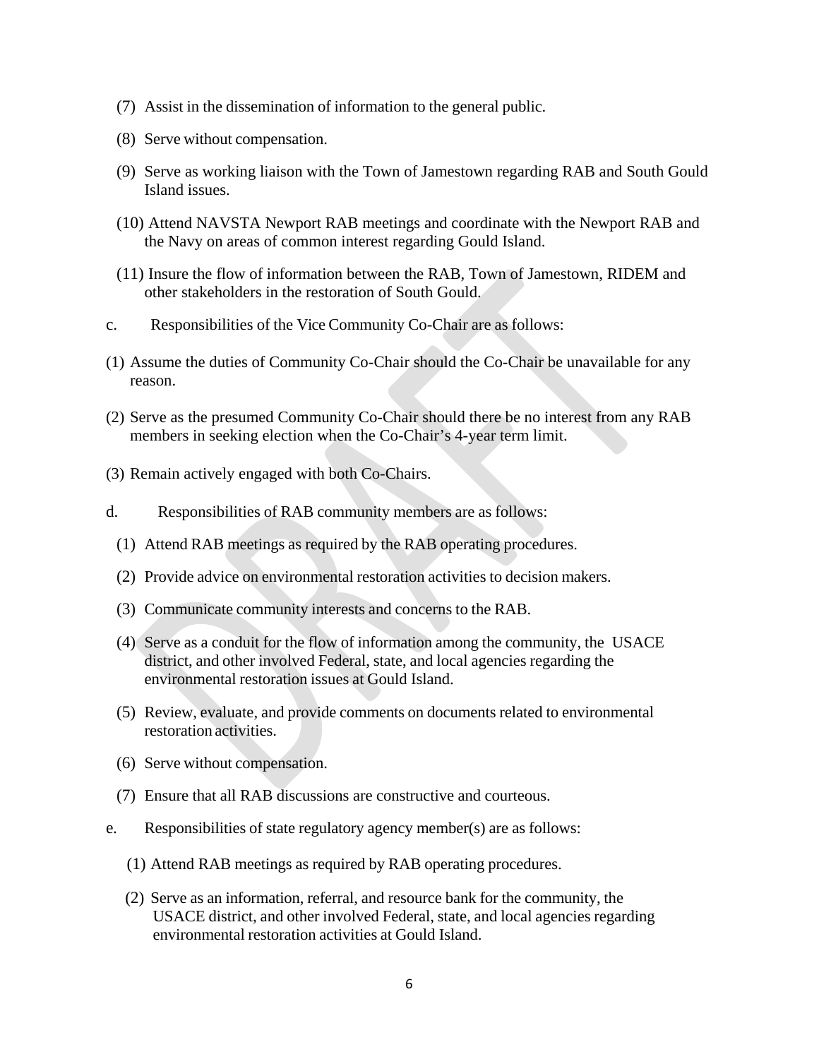(7) Assist in the dissemination of information to the general public.

(8) Serve without compensation.

(9) Serve as working liaison with the Town of Jamestown regarding RAB and South Gould Island issues.

(10) Attend NAVSTA Newport RAB meetings and coordinate with the Newport RAB and the Navy on areas of common interest regarding Gould Island.

(11) Insure the flow of information between the RAB, Town of Jamestown, RIDEM and other stakeholders in the restoration of South Gould.

c. Responsibilities of the Vice Community Co-Chair are as follows:

(1) Assume the duties of Community Co-Chair should the Co-Chair be unavailable for any reason.

(2) Serve as the presumed Community Co-Chair should there be no interest from any RAB members in seeking election when the Co-Chair's 4-year term limit.

(3) Remain actively engaged with both Co-Chairs.

d. Responsibilities of RAB community members are as follows:

(1) Attend RAB meetings as required by the RAB operating procedures.

(2) Provide advice on environmental restoration activities to decision makers.

(3) Communicate community interests and concerns to the RAB.

(4) Serve as a conduit for the flow of information among the community, the USACE district, and other involved Federal, state, and local agencies regarding the environmental restoration issues at Gould Island.

(5) Review, evaluate, and provide comments on documents related to environmental restoration activities.

(6) Serve without compensation.

(7) Ensure that all RAB discussions are constructive and courteous.

e. Responsibilities of state regulatory agency member(s) are as follows:

(1) Attend RAB meetings as required by RAB operating procedures.

(2) Serve as an information, referral, and resource bank for the community, the USACE district, and other involved Federal, state, and local agencies regarding environmental restoration activities at Gould Island.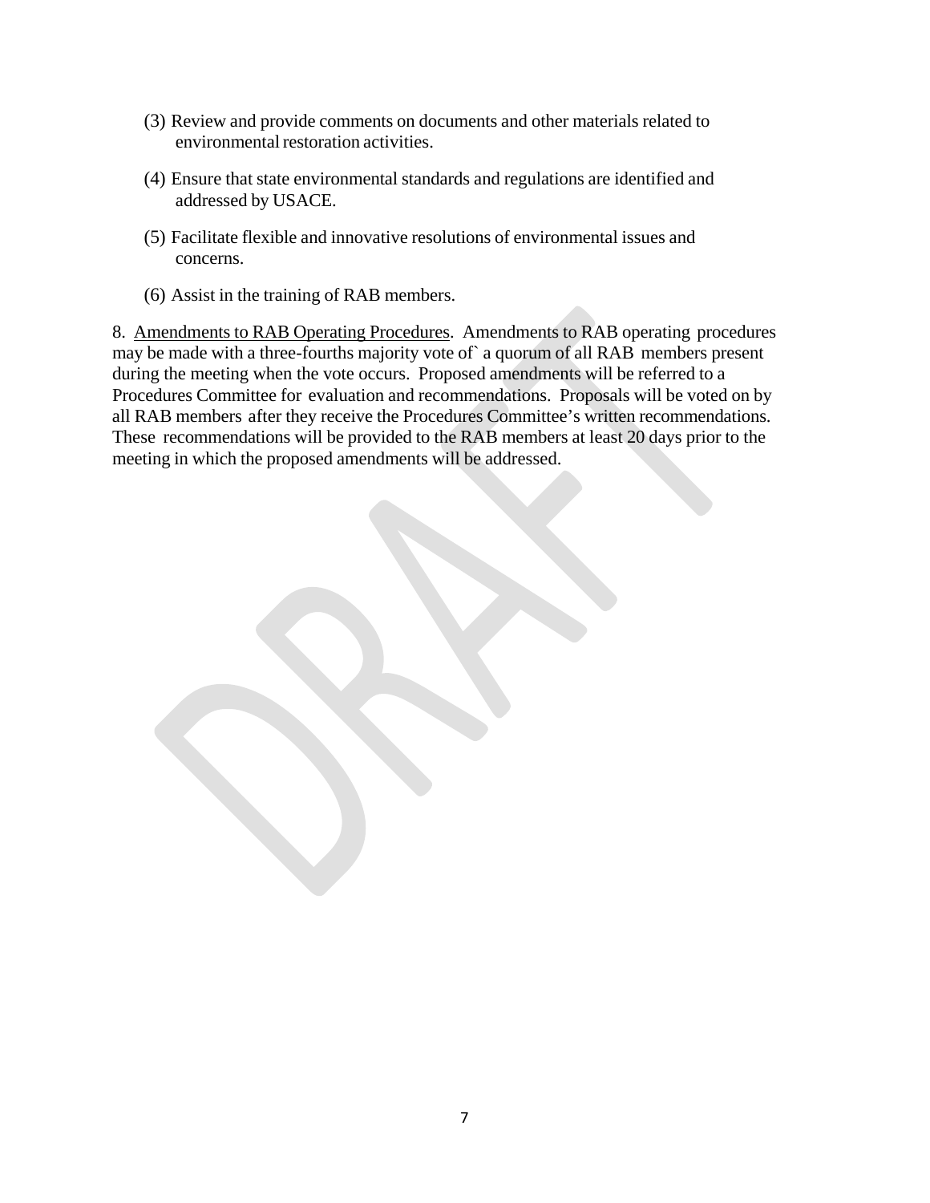(3) Review and provide comments on documents and other materials related to environmental restoration activities.

(4) Ensure that state environmental standards and regulations are identified and addressed by USACE.

(5) Facilitate flexible and innovative resolutions of environmental issues and concerns.

(6) Assist in the training of RAB members.

8. Amendments to RAB Operating Procedures. Amendments to RAB operating procedures may be made with a three-fourths majority vote of` a quorum of all RAB members present during the meeting when the vote occurs. Proposed amendments will be referred to a Procedures Committee for evaluation and recommendations. Proposals will be voted on by all RAB members after they receive the Procedures Committee's written recommendations. These recommendations will be provided to the RAB members at least 20 days prior to the meeting in which the proposed amendments will be addressed.